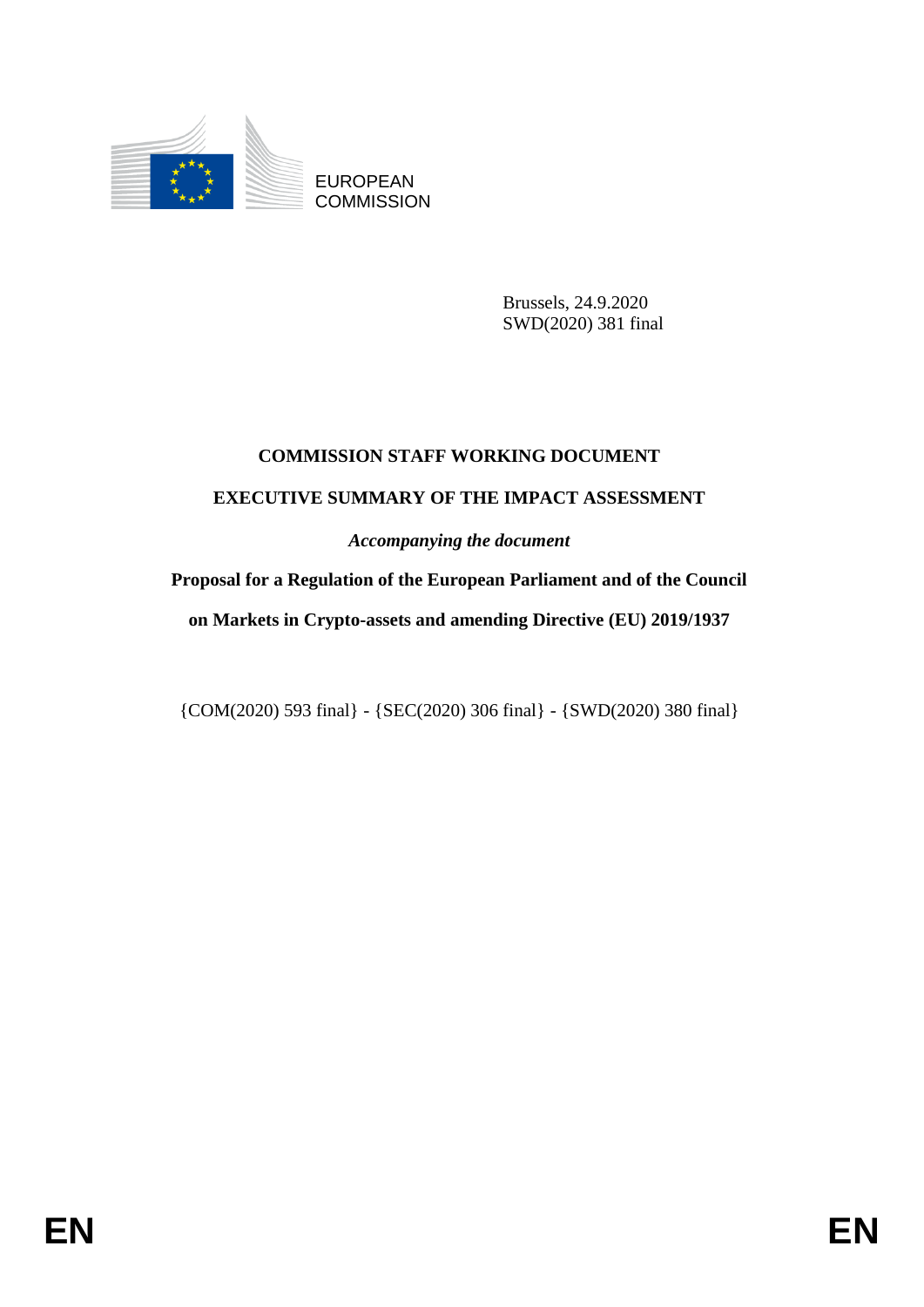EUROPEAN COMMISSION

Brussels, 24.9.2020
SWD(2020) 381 final

**COMMISSION STAFF WORKING DOCUMENT**

**EXECUTIVE SUMMARY OF THE IMPACT ASSESSMENT**

*Accompanying the document*

**Proposal for a Regulation of the European Parliament and of the Council**

**on Markets in Crypto-assets and amending Directive (EU) 2019/1937**

{COM(2020) 593 final} - {SEC(2020) 306 final} - {SWD(2020) 380 final}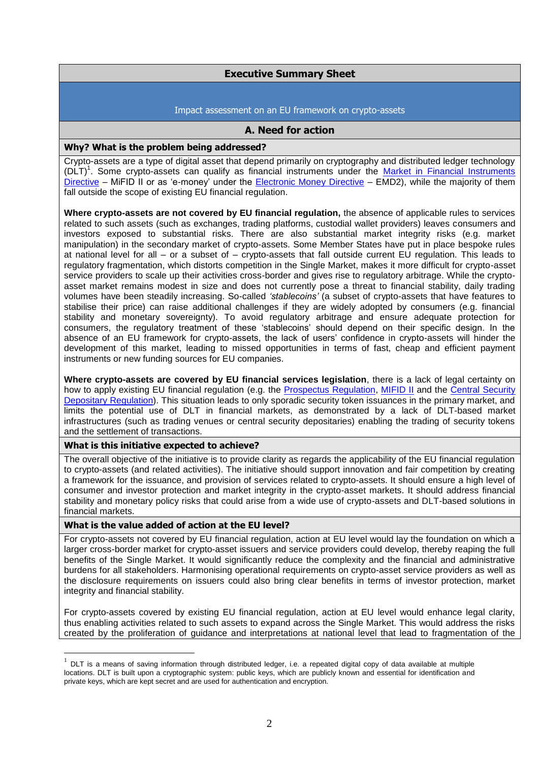## Executive Summary Sheet

Impact assessment on an EU framework on crypto-assets

### A. Need for action

#### Why? What is the problem being addressed?

Crypto-assets are a type of digital asset that depend primarily on cryptography and distributed ledger technology (DLT)[1]. Some crypto-assets can qualify as financial instruments under the Market in Financial Instruments Directive – MiFID II or as 'e-money' under the Electronic Money Directive – EMD2), while the majority of them fall outside the scope of existing EU financial regulation.

**Where crypto-assets are not covered by EU financial regulation,** the absence of applicable rules to services related to such assets (such as exchanges, trading platforms, custodial wallet providers) leaves consumers and investors exposed to substantial risks. There are also substantial market integrity risks (e.g. market manipulation) in the secondary market of crypto-assets. Some Member States have put in place bespoke rules at national level for all – or a subset of – crypto-assets that fall outside current EU regulation. This leads to regulatory fragmentation, which distorts competition in the Single Market, makes it more difficult for crypto-asset service providers to scale up their activities cross-border and gives rise to regulatory arbitrage. While the crypto-asset market remains modest in size and does not currently pose a threat to financial stability, daily trading volumes have been steadily increasing. So-called *'stablecoins'* (a subset of crypto-assets that have features to stabilise their price) can raise additional challenges if they are widely adopted by consumers (e.g. financial stability and monetary sovereignty). To avoid regulatory arbitrage and ensure adequate protection for consumers, the regulatory treatment of these 'stablecoins' should depend on their specific design. In the absence of an EU framework for crypto-assets, the lack of users' confidence in crypto-assets will hinder the development of this market, leading to missed opportunities in terms of fast, cheap and efficient payment instruments or new funding sources for EU companies.

**Where crypto-assets are covered by EU financial services legislation**, there is a lack of legal certainty on how to apply existing EU financial regulation (e.g. the Prospectus Regulation, MIFID II and the Central Security Depositary Regulation). This situation leads to only sporadic security token issuances in the primary market, and limits the potential use of DLT in financial markets, as demonstrated by a lack of DLT-based market infrastructures (such as trading venues or central security depositaries) enabling the trading of security tokens and the settlement of transactions.

#### What is this initiative expected to achieve?

The overall objective of the initiative is to provide clarity as regards the applicability of the EU financial regulation to crypto-assets (and related activities). The initiative should support innovation and fair competition by creating a framework for the issuance, and provision of services related to crypto-assets. It should ensure a high level of consumer and investor protection and market integrity in the crypto-asset markets. It should address financial stability and monetary policy risks that could arise from a wide use of crypto-assets and DLT-based solutions in financial markets.

#### What is the value added of action at the EU level?

For crypto-assets not covered by EU financial regulation, action at EU level would lay the foundation on which a larger cross-border market for crypto-asset issuers and service providers could develop, thereby reaping the full benefits of the Single Market. It would significantly reduce the complexity and the financial and administrative burdens for all stakeholders. Harmonising operational requirements on crypto-asset service providers as well as the disclosure requirements on issuers could also bring clear benefits in terms of investor protection, market integrity and financial stability.

For crypto-assets covered by existing EU financial regulation, action at EU level would enhance legal clarity, thus enabling activities related to such assets to expand across the Single Market. This would address the risks created by the proliferation of guidance and interpretations at national level that lead to fragmentation of the

---

[1] DLT is a means of saving information through distributed ledger, i.e. a repeated digital copy of data available at multiple locations. DLT is built upon a cryptographic system: public keys, which are publicly known and essential for identification and private keys, which are kept secret and are used for authentication and encryption.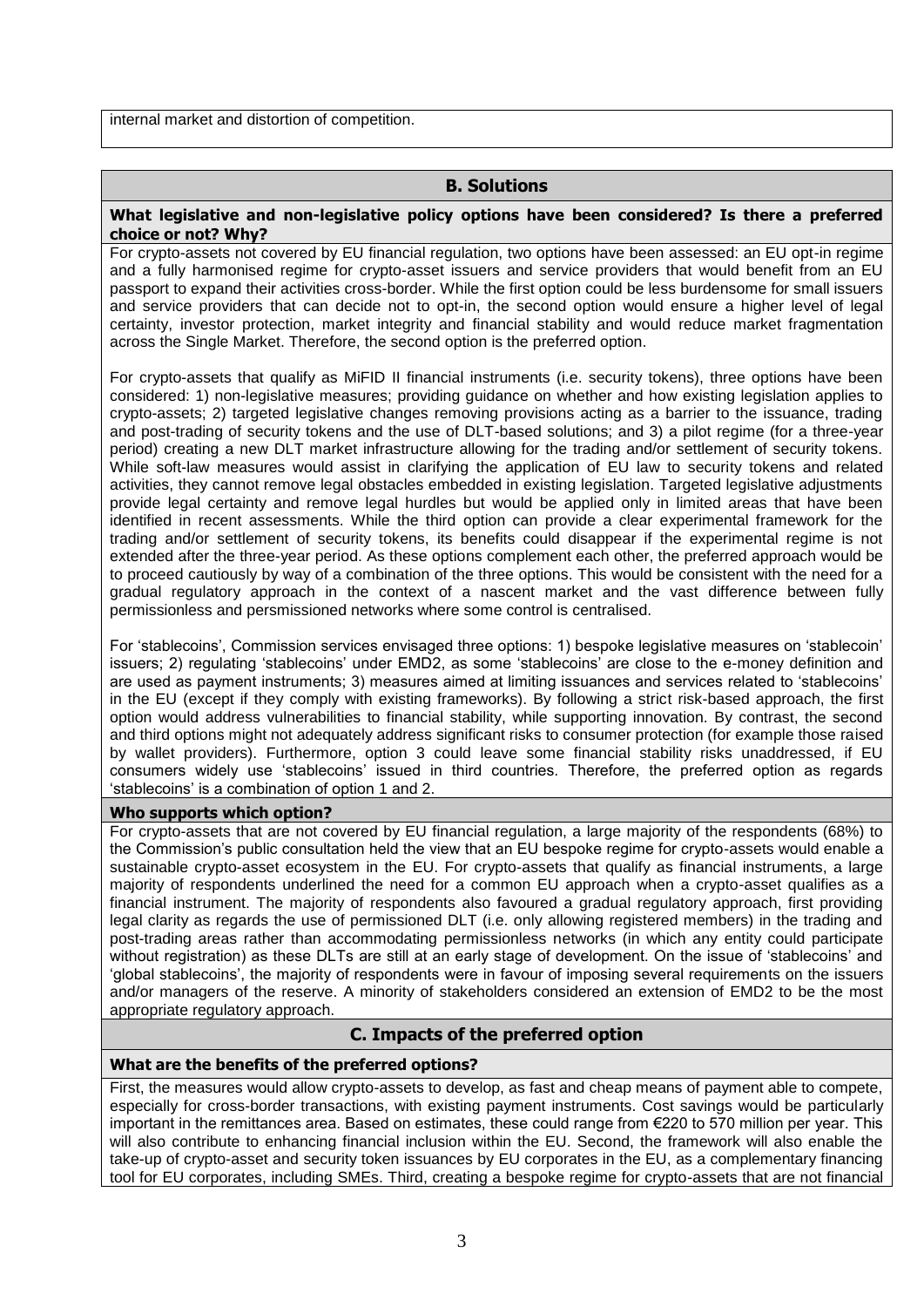internal market and distortion of competition.

## B. Solutions

**What legislative and non-legislative policy options have been considered? Is there a preferred choice or not? Why?**

For crypto-assets not covered by EU financial regulation, two options have been assessed: an EU opt-in regime and a fully harmonised regime for crypto-asset issuers and service providers that would benefit from an EU passport to expand their activities cross-border. While the first option could be less burdensome for small issuers and service providers that can decide not to opt-in, the second option would ensure a higher level of legal certainty, investor protection, market integrity and financial stability and would reduce market fragmentation across the Single Market. Therefore, the second option is the preferred option.

For crypto-assets that qualify as MiFID II financial instruments (i.e. security tokens), three options have been considered: 1) non-legislative measures; providing guidance on whether and how existing legislation applies to crypto-assets; 2) targeted legislative changes removing provisions acting as a barrier to the issuance, trading and post-trading of security tokens and the use of DLT-based solutions; and 3) a pilot regime (for a three-year period) creating a new DLT market infrastructure allowing for the trading and/or settlement of security tokens. While soft-law measures would assist in clarifying the application of EU law to security tokens and related activities, they cannot remove legal obstacles embedded in existing legislation. Targeted legislative adjustments provide legal certainty and remove legal hurdles but would be applied only in limited areas that have been identified in recent assessments. While the third option can provide a clear experimental framework for the trading and/or settlement of security tokens, its benefits could disappear if the experimental regime is not extended after the three-year period. As these options complement each other, the preferred approach would be to proceed cautiously by way of a combination of the three options. This would be consistent with the need for a gradual regulatory approach in the context of a nascent market and the vast difference between fully permissionless and persmissioned networks where some control is centralised.

For 'stablecoins', Commission services envisaged three options: 1) bespoke legislative measures on 'stablecoin' issuers; 2) regulating 'stablecoins' under EMD2, as some 'stablecoins' are close to the e-money definition and are used as payment instruments; 3) measures aimed at limiting issuances and services related to 'stablecoins' in the EU (except if they comply with existing frameworks). By following a strict risk-based approach, the first option would address vulnerabilities to financial stability, while supporting innovation. By contrast, the second and third options might not adequately address significant risks to consumer protection (for example those raised by wallet providers). Furthermore, option 3 could leave some financial stability risks unaddressed, if EU consumers widely use 'stablecoins' issued in third countries. Therefore, the preferred option as regards 'stablecoins' is a combination of option 1 and 2.

**Who supports which option?**

For crypto-assets that are not covered by EU financial regulation, a large majority of the respondents (68%) to the Commission's public consultation held the view that an EU bespoke regime for crypto-assets would enable a sustainable crypto-asset ecosystem in the EU. For crypto-assets that qualify as financial instruments, a large majority of respondents underlined the need for a common EU approach when a crypto-asset qualifies as a financial instrument. The majority of respondents also favoured a gradual regulatory approach, first providing legal clarity as regards the use of permissioned DLT (i.e. only allowing registered members) in the trading and post-trading areas rather than accommodating permissionless networks (in which any entity could participate without registration) as these DLTs are still at an early stage of development. On the issue of 'stablecoins' and 'global stablecoins', the majority of respondents were in favour of imposing several requirements on the issuers and/or managers of the reserve. A minority of stakeholders considered an extension of EMD2 to be the most appropriate regulatory approach.

## C. Impacts of the preferred option

**What are the benefits of the preferred options?**

First, the measures would allow crypto-assets to develop, as fast and cheap means of payment able to compete, especially for cross-border transactions, with existing payment instruments. Cost savings would be particularly important in the remittances area. Based on estimates, these could range from €220 to 570 million per year. This will also contribute to enhancing financial inclusion within the EU. Second, the framework will also enable the take-up of crypto-asset and security token issuances by EU corporates in the EU, as a complementary financing tool for EU corporates, including SMEs. Third, creating a bespoke regime for crypto-assets that are not financial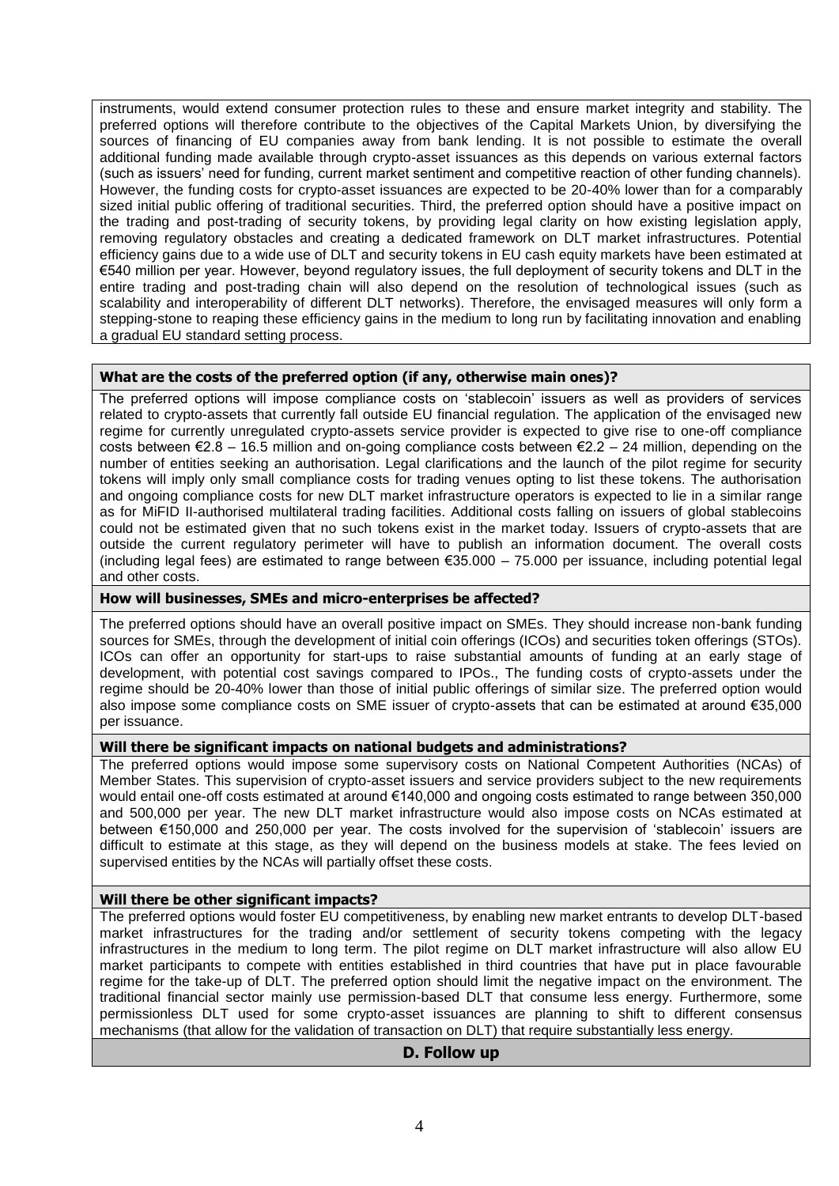instruments, would extend consumer protection rules to these and ensure market integrity and stability. The preferred options will therefore contribute to the objectives of the Capital Markets Union, by diversifying the sources of financing of EU companies away from bank lending. It is not possible to estimate the overall additional funding made available through crypto-asset issuances as this depends on various external factors (such as issuers' need for funding, current market sentiment and competitive reaction of other funding channels). However, the funding costs for crypto-asset issuances are expected to be 20-40% lower than for a comparably sized initial public offering of traditional securities. Third, the preferred option should have a positive impact on the trading and post-trading of security tokens, by providing legal clarity on how existing legislation apply, removing regulatory obstacles and creating a dedicated framework on DLT market infrastructures. Potential efficiency gains due to a wide use of DLT and security tokens in EU cash equity markets have been estimated at €540 million per year. However, beyond regulatory issues, the full deployment of security tokens and DLT in the entire trading and post-trading chain will also depend on the resolution of technological issues (such as scalability and interoperability of different DLT networks). Therefore, the envisaged measures will only form a stepping-stone to reaping these efficiency gains in the medium to long run by facilitating innovation and enabling a gradual EU standard setting process.

**What are the costs of the preferred option (if any, otherwise main ones)?**

The preferred options will impose compliance costs on 'stablecoin' issuers as well as providers of services related to crypto-assets that currently fall outside EU financial regulation. The application of the envisaged new regime for currently unregulated crypto-assets service provider is expected to give rise to one-off compliance costs between €2.8 – 16.5 million and on-going compliance costs between €2.2 – 24 million, depending on the number of entities seeking an authorisation. Legal clarifications and the launch of the pilot regime for security tokens will imply only small compliance costs for trading venues opting to list these tokens. The authorisation and ongoing compliance costs for new DLT market infrastructure operators is expected to lie in a similar range as for MiFID II-authorised multilateral trading facilities. Additional costs falling on issuers of global stablecoins could not be estimated given that no such tokens exist in the market today. Issuers of crypto-assets that are outside the current regulatory perimeter will have to publish an information document. The overall costs (including legal fees) are estimated to range between €35.000 – 75.000 per issuance, including potential legal and other costs.

**How will businesses, SMEs and micro-enterprises be affected?**

The preferred options should have an overall positive impact on SMEs. They should increase non-bank funding sources for SMEs, through the development of initial coin offerings (ICOs) and securities token offerings (STOs). ICOs can offer an opportunity for start-ups to raise substantial amounts of funding at an early stage of development, with potential cost savings compared to IPOs., The funding costs of crypto-assets under the regime should be 20-40% lower than those of initial public offerings of similar size. The preferred option would also impose some compliance costs on SME issuer of crypto-assets that can be estimated at around €35,000 per issuance.

**Will there be significant impacts on national budgets and administrations?**

The preferred options would impose some supervisory costs on National Competent Authorities (NCAs) of Member States. This supervision of crypto-asset issuers and service providers subject to the new requirements would entail one-off costs estimated at around €140,000 and ongoing costs estimated to range between 350,000 and 500,000 per year. The new DLT market infrastructure would also impose costs on NCAs estimated at between €150,000 and 250,000 per year. The costs involved for the supervision of 'stablecoin' issuers are difficult to estimate at this stage, as they will depend on the business models at stake. The fees levied on supervised entities by the NCAs will partially offset these costs.

**Will there be other significant impacts?**

The preferred options would foster EU competitiveness, by enabling new market entrants to develop DLT-based market infrastructures for the trading and/or settlement of security tokens competing with the legacy infrastructures in the medium to long term. The pilot regime on DLT market infrastructure will also allow EU market participants to compete with entities established in third countries that have put in place favourable regime for the take-up of DLT. The preferred option should limit the negative impact on the environment. The traditional financial sector mainly use permission-based DLT that consume less energy. Furthermore, some permissionless DLT used for some crypto-asset issuances are planning to shift to different consensus mechanisms (that allow for the validation of transaction on DLT) that require substantially less energy.

## D. Follow up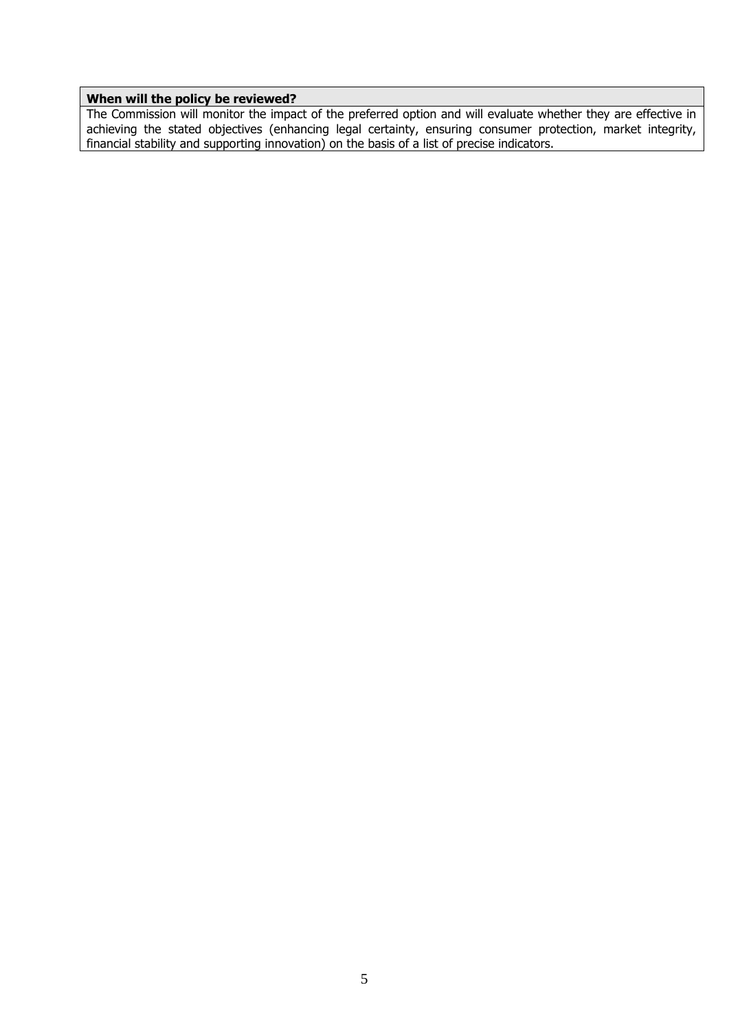**When will the policy be reviewed?**

The Commission will monitor the impact of the preferred option and will evaluate whether they are effective in achieving the stated objectives (enhancing legal certainty, ensuring consumer protection, market integrity, financial stability and supporting innovation) on the basis of a list of precise indicators.